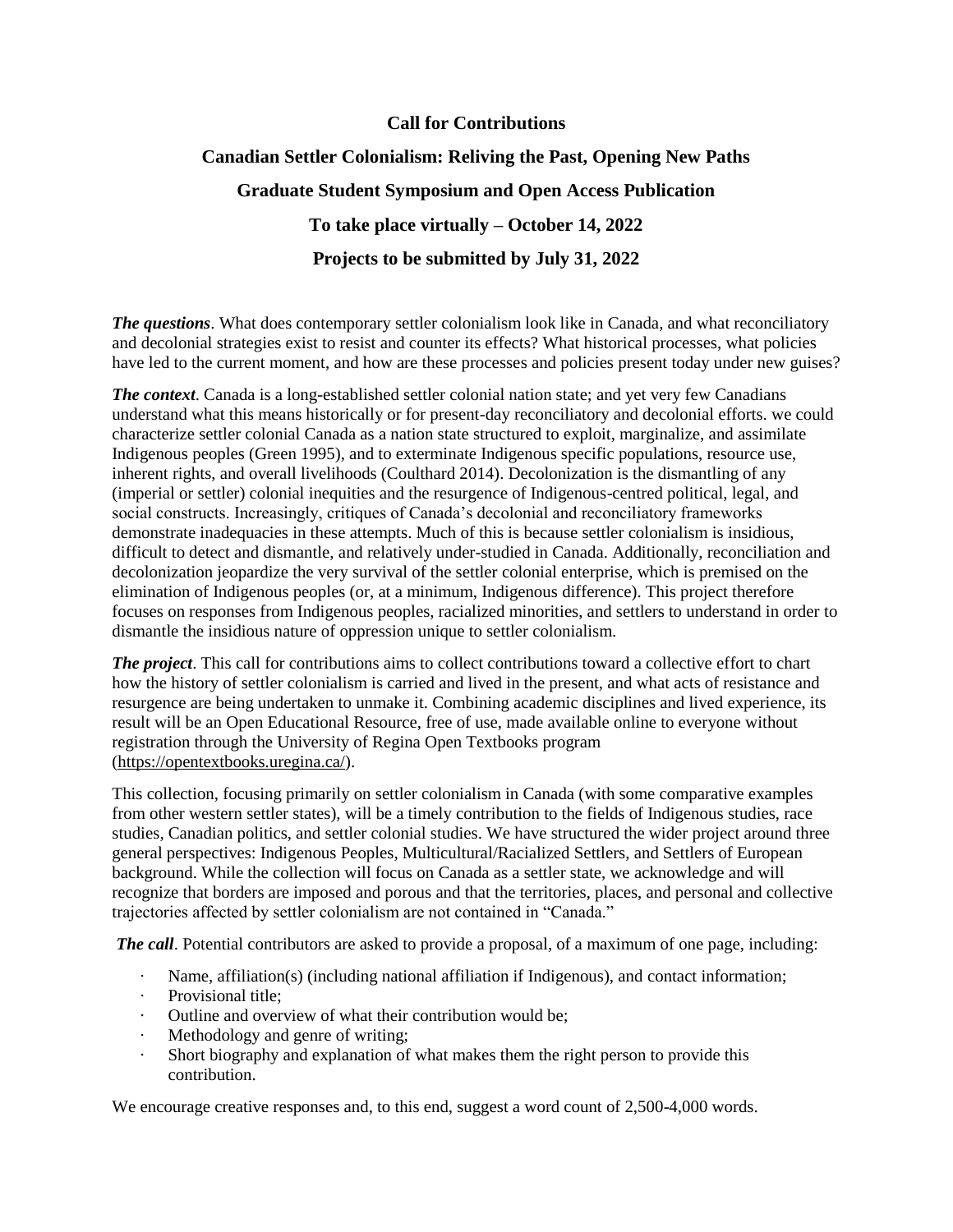# Call for Contributions

## Canadian Settler Colonialism: Reliving the Past, Opening New Paths

## Graduate Student Symposium and Open Access Publication

## To take place virtually – October 14, 2022

## Projects to be submitted by July 31, 2022

***The questions***. What does contemporary settler colonialism look like in Canada, and what reconciliatory and decolonial strategies exist to resist and counter its effects? What historical processes, what policies have led to the current moment, and how are these processes and policies present today under new guises?

***The context***. Canada is a long-established settler colonial nation state; and yet very few Canadians understand what this means historically or for present-day reconciliatory and decolonial efforts. we could characterize settler colonial Canada as a nation state structured to exploit, marginalize, and assimilate Indigenous peoples (Green 1995), and to exterminate Indigenous specific populations, resource use, inherent rights, and overall livelihoods (Coulthard 2014). Decolonization is the dismantling of any (imperial or settler) colonial inequities and the resurgence of Indigenous-centred political, legal, and social constructs. Increasingly, critiques of Canada's decolonial and reconciliatory frameworks demonstrate inadequacies in these attempts. Much of this is because settler colonialism is insidious, difficult to detect and dismantle, and relatively under-studied in Canada. Additionally, reconciliation and decolonization jeopardize the very survival of the settler colonial enterprise, which is premised on the elimination of Indigenous peoples (or, at a minimum, Indigenous difference). This project therefore focuses on responses from Indigenous peoples, racialized minorities, and settlers to understand in order to dismantle the insidious nature of oppression unique to settler colonialism.

***The project***. This call for contributions aims to collect contributions toward a collective effort to chart how the history of settler colonialism is carried and lived in the present, and what acts of resistance and resurgence are being undertaken to unmake it. Combining academic disciplines and lived experience, its result will be an Open Educational Resource, free of use, made available online to everyone without registration through the University of Regina Open Textbooks program (https://opentextbooks.uregina.ca/).

This collection, focusing primarily on settler colonialism in Canada (with some comparative examples from other western settler states), will be a timely contribution to the fields of Indigenous studies, race studies, Canadian politics, and settler colonial studies. We have structured the wider project around three general perspectives: Indigenous Peoples, Multicultural/Racialized Settlers, and Settlers of European background. While the collection will focus on Canada as a settler state, we acknowledge and will recognize that borders are imposed and porous and that the territories, places, and personal and collective trajectories affected by settler colonialism are not contained in "Canada."

***The call***. Potential contributors are asked to provide a proposal, of a maximum of one page, including:

- Name, affiliation(s) (including national affiliation if Indigenous), and contact information;
- Provisional title;
- Outline and overview of what their contribution would be;
- Methodology and genre of writing;
- Short biography and explanation of what makes them the right person to provide this contribution.

We encourage creative responses and, to this end, suggest a word count of 2,500-4,000 words.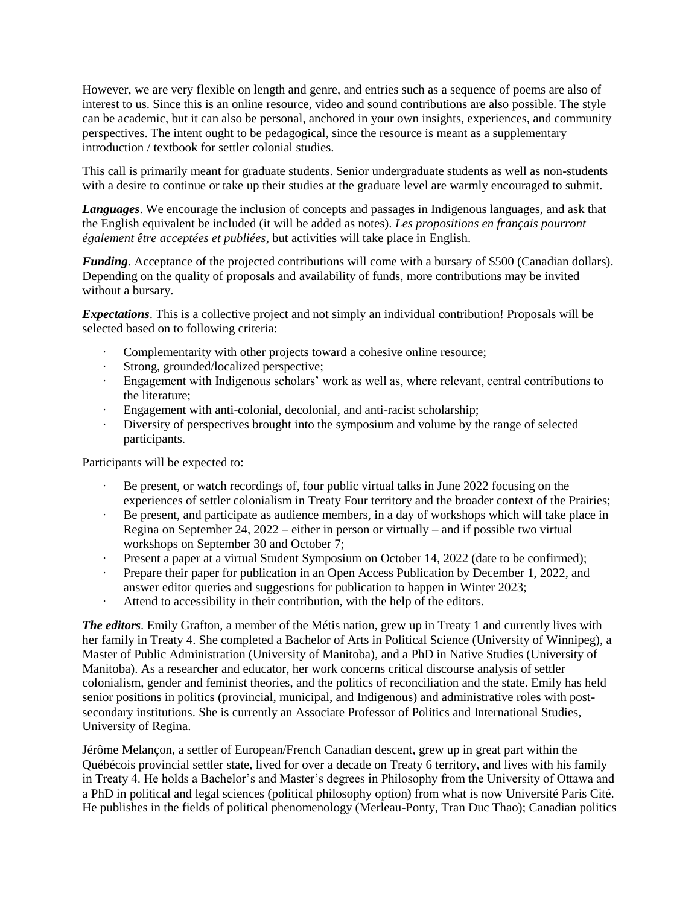However, we are very flexible on length and genre, and entries such as a sequence of poems are also of interest to us. Since this is an online resource, video and sound contributions are also possible. The style can be academic, but it can also be personal, anchored in your own insights, experiences, and community perspectives. The intent ought to be pedagogical, since the resource is meant as a supplementary introduction / textbook for settler colonial studies.

This call is primarily meant for graduate students. Senior undergraduate students as well as non-students with a desire to continue or take up their studies at the graduate level are warmly encouraged to submit.

***Languages***. We encourage the inclusion of concepts and passages in Indigenous languages, and ask that the English equivalent be included (it will be added as notes). *Les propositions en français pourront également être acceptées et publiées*, but activities will take place in English.

***Funding***. Acceptance of the projected contributions will come with a bursary of $500 (Canadian dollars). Depending on the quality of proposals and availability of funds, more contributions may be invited without a bursary.

***Expectations***. This is a collective project and not simply an individual contribution! Proposals will be selected based on to following criteria:

- Complementarity with other projects toward a cohesive online resource;
- Strong, grounded/localized perspective;
- Engagement with Indigenous scholars' work as well as, where relevant, central contributions to the literature;
- Engagement with anti-colonial, decolonial, and anti-racist scholarship;
- Diversity of perspectives brought into the symposium and volume by the range of selected participants.

Participants will be expected to:

- Be present, or watch recordings of, four public virtual talks in June 2022 focusing on the experiences of settler colonialism in Treaty Four territory and the broader context of the Prairies;
- Be present, and participate as audience members, in a day of workshops which will take place in Regina on September 24, 2022 – either in person or virtually – and if possible two virtual workshops on September 30 and October 7;
- Present a paper at a virtual Student Symposium on October 14, 2022 (date to be confirmed);
- Prepare their paper for publication in an Open Access Publication by December 1, 2022, and answer editor queries and suggestions for publication to happen in Winter 2023;
- Attend to accessibility in their contribution, with the help of the editors.

***The editors***. Emily Grafton, a member of the Métis nation, grew up in Treaty 1 and currently lives with her family in Treaty 4. She completed a Bachelor of Arts in Political Science (University of Winnipeg), a Master of Public Administration (University of Manitoba), and a PhD in Native Studies (University of Manitoba). As a researcher and educator, her work concerns critical discourse analysis of settler colonialism, gender and feminist theories, and the politics of reconciliation and the state. Emily has held senior positions in politics (provincial, municipal, and Indigenous) and administrative roles with post-secondary institutions. She is currently an Associate Professor of Politics and International Studies, University of Regina.

Jérôme Melançon, a settler of European/French Canadian descent, grew up in great part within the Québécois provincial settler state, lived for over a decade on Treaty 6 territory, and lives with his family in Treaty 4. He holds a Bachelor's and Master's degrees in Philosophy from the University of Ottawa and a PhD in political and legal sciences (political philosophy option) from what is now Université Paris Cité. He publishes in the fields of political phenomenology (Merleau-Ponty, Tran Duc Thao); Canadian politics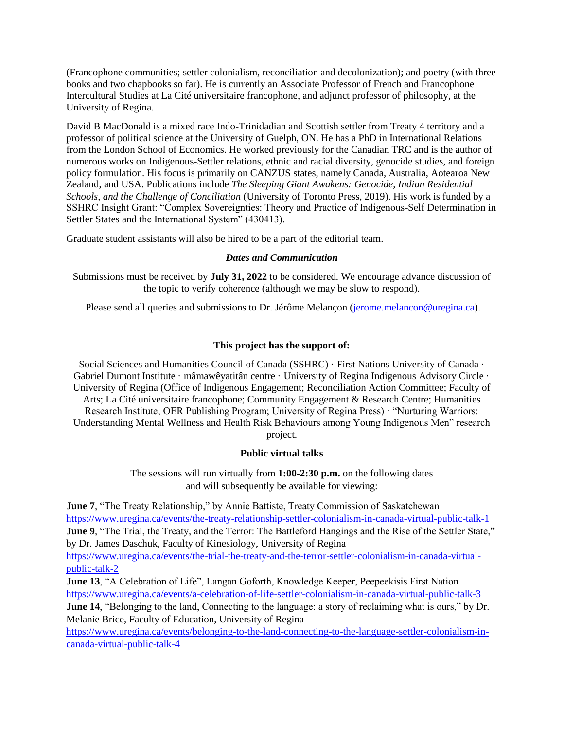(Francophone communities; settler colonialism, reconciliation and decolonization); and poetry (with three books and two chapbooks so far). He is currently an Associate Professor of French and Francophone Intercultural Studies at La Cité universitaire francophone, and adjunct professor of philosophy, at the University of Regina.

David B MacDonald is a mixed race Indo-Trinidadian and Scottish settler from Treaty 4 territory and a professor of political science at the University of Guelph, ON. He has a PhD in International Relations from the London School of Economics. He worked previously for the Canadian TRC and is the author of numerous works on Indigenous-Settler relations, ethnic and racial diversity, genocide studies, and foreign policy formulation. His focus is primarily on CANZUS states, namely Canada, Australia, Aotearoa New Zealand, and USA. Publications include *The Sleeping Giant Awakens: Genocide, Indian Residential Schools, and the Challenge of Conciliation* (University of Toronto Press, 2019). His work is funded by a SSHRC Insight Grant: "Complex Sovereignties: Theory and Practice of Indigenous-Self Determination in Settler States and the International System" (430413).

Graduate student assistants will also be hired to be a part of the editorial team.

### *Dates and Communication*

Submissions must be received by **July 31, 2022** to be considered. We encourage advance discussion of the topic to verify coherence (although we may be slow to respond).

Please send all queries and submissions to Dr. Jérôme Melançon (jerome.melancon@uregina.ca).

### This project has the support of:

Social Sciences and Humanities Council of Canada (SSHRC) · First Nations University of Canada · Gabriel Dumont Institute · mâmawêyatitân centre · University of Regina Indigenous Advisory Circle · University of Regina (Office of Indigenous Engagement; Reconciliation Action Committee; Faculty of Arts; La Cité universitaire francophone; Community Engagement & Research Centre; Humanities Research Institute; OER Publishing Program; University of Regina Press) · "Nurturing Warriors: Understanding Mental Wellness and Health Risk Behaviours among Young Indigenous Men" research project.

### Public virtual talks

The sessions will run virtually from **1:00-2:30 p.m.** on the following dates and will subsequently be available for viewing:

**June 7**, "The Treaty Relationship," by Annie Battiste, Treaty Commission of Saskatchewan
https://www.uregina.ca/events/the-treaty-relationship-settler-colonialism-in-canada-virtual-public-talk-1

**June 9**, "The Trial, the Treaty, and the Terror: The Battleford Hangings and the Rise of the Settler State," by Dr. James Daschuk, Faculty of Kinesiology, University of Regina
https://www.uregina.ca/events/the-trial-the-treaty-and-the-terror-settler-colonialism-in-canada-virtual-public-talk-2

**June 13**, "A Celebration of Life", Langan Goforth, Knowledge Keeper, Peepeekisis First Nation
https://www.uregina.ca/events/a-celebration-of-life-settler-colonialism-in-canada-virtual-public-talk-3

**June 14**, "Belonging to the land, Connecting to the language: a story of reclaiming what is ours," by Dr. Melanie Brice, Faculty of Education, University of Regina
https://www.uregina.ca/events/belonging-to-the-land-connecting-to-the-language-settler-colonialism-in-canada-virtual-public-talk-4